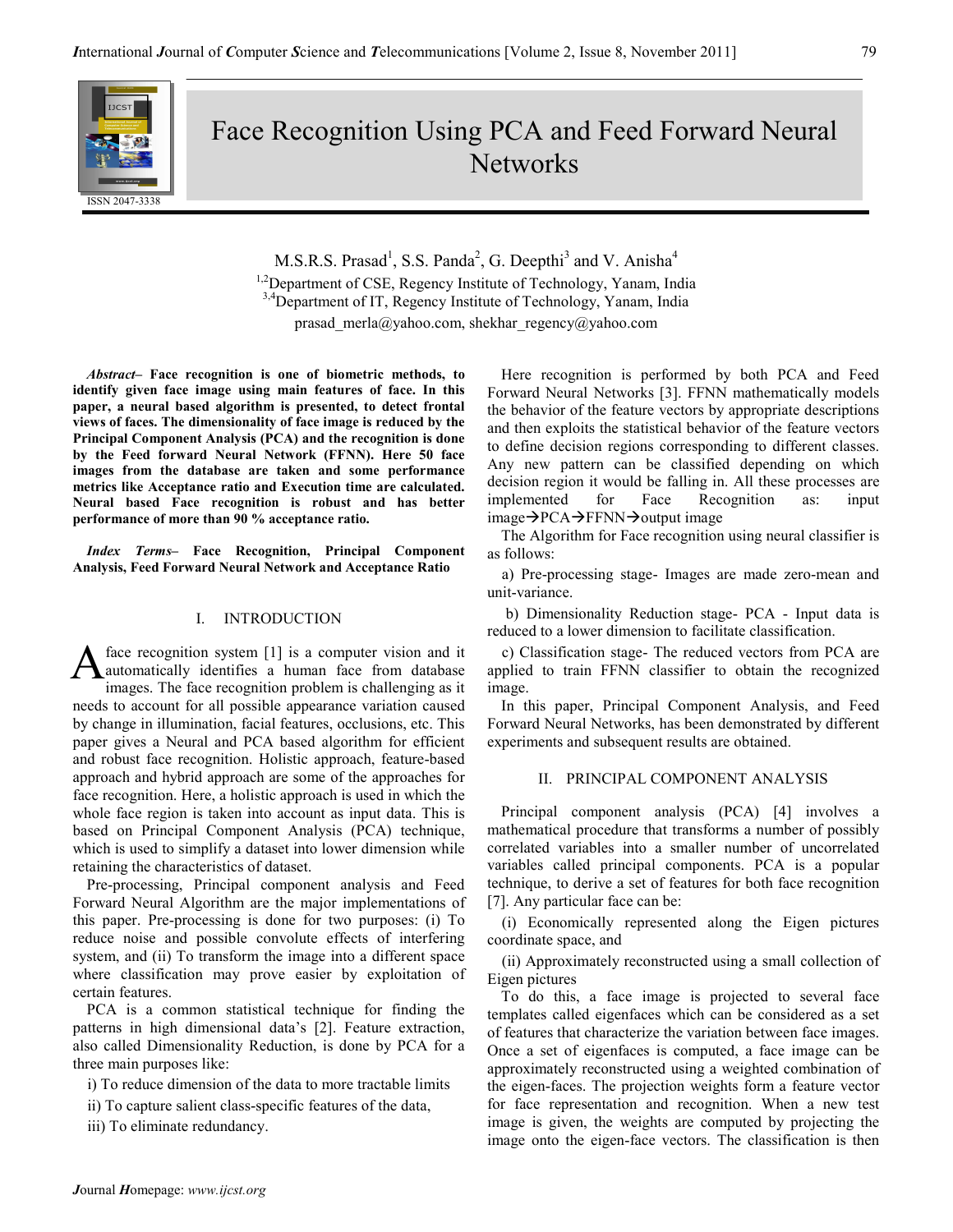# Face Recognition Using PCA and Feed Forward Neural Networks

M.S.R.S. Prasad[1], S.S. Panda[2], G. Deepthi[3] and V. Anisha[4]

[1,2]Department of CSE, Regency Institute of Technology, Yanam, India
[3,4]Department of IT, Regency Institute of Technology, Yanam, India
prasad_merla@yahoo.com, shekhar_regency@yahoo.com

***Abstract*– Face recognition is one of biometric methods, to identify given face image using main features of face. In this paper, a neural based algorithm is presented, to detect frontal views of faces. The dimensionality of face image is reduced by the Principal Component Analysis (PCA) and the recognition is done by the Feed forward Neural Network (FFNN). Here 50 face images from the database are taken and some performance metrics like Acceptance ratio and Execution time are calculated. Neural based Face recognition is robust and has better performance of more than 90 % acceptance ratio.**

***Index Terms*– Face Recognition, Principal Component Analysis, Feed Forward Neural Network and Acceptance Ratio**

## I. INTRODUCTION

A face recognition system [1] is a computer vision and it automatically identifies a human face from database images. The face recognition problem is challenging as it needs to account for all possible appearance variation caused by change in illumination, facial features, occlusions, etc. This paper gives a Neural and PCA based algorithm for efficient and robust face recognition. Holistic approach, feature-based approach and hybrid approach are some of the approaches for face recognition. Here, a holistic approach is used in which the whole face region is taken into account as input data. This is based on Principal Component Analysis (PCA) technique, which is used to simplify a dataset into lower dimension while retaining the characteristics of dataset.

Pre-processing, Principal component analysis and Feed Forward Neural Algorithm are the major implementations of this paper. Pre-processing is done for two purposes: (i) To reduce noise and possible convolute effects of interfering system, and (ii) To transform the image into a different space where classification may prove easier by exploitation of certain features.

PCA is a common statistical technique for finding the patterns in high dimensional data's [2]. Feature extraction, also called Dimensionality Reduction, is done by PCA for a three main purposes like:

i) To reduce dimension of the data to more tractable limits

ii) To capture salient class-specific features of the data,

iii) To eliminate redundancy.

Here recognition is performed by both PCA and Feed Forward Neural Networks [3]. FFNN mathematically models the behavior of the feature vectors by appropriate descriptions and then exploits the statistical behavior of the feature vectors to define decision regions corresponding to different classes. Any new pattern can be classified depending on which decision region it would be falling in. All these processes are implemented for Face Recognition as: input image→PCA→FFNN→output image

The Algorithm for Face recognition using neural classifier is as follows:

a) Pre-processing stage- Images are made zero-mean and unit-variance.

b) Dimensionality Reduction stage- PCA - Input data is reduced to a lower dimension to facilitate classification.

c) Classification stage- The reduced vectors from PCA are applied to train FFNN classifier to obtain the recognized image.

In this paper, Principal Component Analysis, and Feed Forward Neural Networks, has been demonstrated by different experiments and subsequent results are obtained.

## II. PRINCIPAL COMPONENT ANALYSIS

Principal component analysis (PCA) [4] involves a mathematical procedure that transforms a number of possibly correlated variables into a smaller number of uncorrelated variables called principal components. PCA is a popular technique, to derive a set of features for both face recognition [7]. Any particular face can be:

(i) Economically represented along the Eigen pictures coordinate space, and

(ii) Approximately reconstructed using a small collection of Eigen pictures

To do this, a face image is projected to several face templates called eigenfaces which can be considered as a set of features that characterize the variation between face images. Once a set of eigenfaces is computed, a face image can be approximately reconstructed using a weighted combination of the eigen-faces. The projection weights form a feature vector for face representation and recognition. When a new test image is given, the weights are computed by projecting the image onto the eigen-face vectors. The classification is then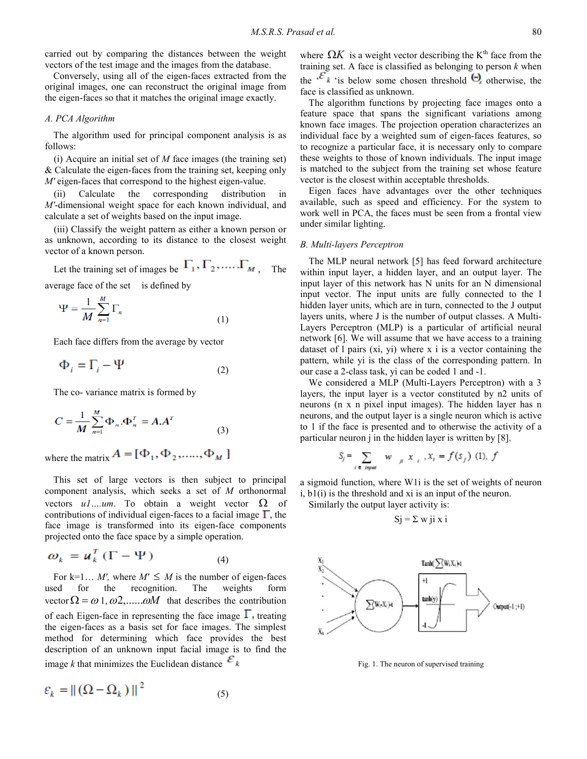carried out by comparing the distances between the weight vectors of the test image and the images from the database.

Conversely, using all of the eigen-faces extracted from the original images, one can reconstruct the original image from the eigen-faces so that it matches the original image exactly.

### A. PCA Algorithm

The algorithm used for principal component analysis is as follows:

(i) Acquire an initial set of $M$ face images (the training set) & Calculate the eigen-faces from the training set, keeping only $M'$ eigen-faces that correspond to the highest eigen-value.

(ii) Calculate the corresponding distribution in $M'$-dimensional weight space for each known individual, and calculate a set of weights based on the input image.

(iii) Classify the weight pattern as either a known person or as unknown, according to its distance to the closest weight vector of a known person.

Let the training set of images be $\Gamma_1, \Gamma_2, \ldots \Gamma_M$, The average face of the set is defined by

$$\Psi = \frac{1}{M}\sum_{n=1}^{M}\Gamma_n \tag{1}$$

Each face differs from the average by vector

$$\Phi_i = \Gamma_i - \Psi \tag{2}$$

The co- variance matrix is formed by

$$C = \frac{1}{M}\sum_{n=1}^{M}\Phi_n.\Phi_n^T = A.A^T \tag{3}$$

where the matrix $A = [\Phi_1, \Phi_2, \ldots, \Phi_M]$

This set of large vectors is then subject to principal component analysis, which seeks a set of $M$ orthonormal vectors $u1 \ldots um$. To obtain a weight vector $\Omega$ of contributions of individual eigen-faces to a facial image $\Gamma$, the face image is transformed into its eigen-face components projected onto the face space by a simple operation.

$$\omega_k = u_k^T(\Gamma - \Psi) \tag{4}$$

For k=1… $M'$, where $M' \leq M$ is the number of eigen-faces used for the recognition. The weights form vector $\Omega = \omega 1, \omega 2, \ldots \omega M$ that describes the contribution of each Eigen-face in representing the face image $\Gamma$, treating the eigen-faces as a basis set for face images. The simplest method for determining which face provides the best description of an unknown input facial image is to find the image $k$ that minimizes the Euclidean distance $\varepsilon_k$

$$\varepsilon_k = \|(\Omega - \Omega_k)\|^2 \tag{5}$$

where $\Omega K$ is a weight vector describing the K[th] face from the training set. A face is classified as belonging to person $k$ when the '$\varepsilon_k$ 'is below some chosen threshold $\Theta_\varepsilon$ otherwise, the face is classified as unknown.

The algorithm functions by projecting face images onto a feature space that spans the significant variations among known face images. The projection operation characterizes an individual face by a weighted sum of eigen-faces features, so to recognize a particular face, it is necessary only to compare these weights to those of known individuals. The input image is matched to the subject from the training set whose feature vector is the closest within acceptable thresholds.

Eigen faces have advantages over the other techniques available, such as speed and efficiency. For the system to work well in PCA, the faces must be seen from a frontal view under similar lighting.

### B. Multi-layers Perceptron

The MLP neural network [5] has feed forward architecture within input layer, a hidden layer, and an output layer. The input layer of this network has N units for an N dimensional input vector. The input units are fully connected to the I hidden layer units, which are in turn, connected to the J output layers units, where J is the number of output classes. A Multi-Layers Perceptron (MLP) is a particular of artificial neural network [6]. We will assume that we have access to a training dataset of l pairs (xi, yi) where x i is a vector containing the pattern, while yi is the class of the corresponding pattern. In our case a 2-class task, yi can be coded 1 and -1.

We considered a MLP (Multi-Layers Perceptron) with a 3 layers, the input layer is a vector constituted by n2 units of neurons (n x n pixel input images). The hidden layer has n neurons, and the output layer is a single neuron which is active to 1 if the face is presented and to otherwise the activity of a particular neuron j in the hidden layer is written by [8].

$$S_j = \sum_{i \in input} w_{ji}\, x_i,\ X_i = f(s_j)\ (1),\ f$$

a sigmoid function, where W1i is the set of weights of neuron i, b1(i) is the threshold and xi is an input of the neuron.

Similarly the output layer activity is:

$$Sj = \Sigma\, w\, ji\, x\, i$$

Fig. 1. The neuron of supervised training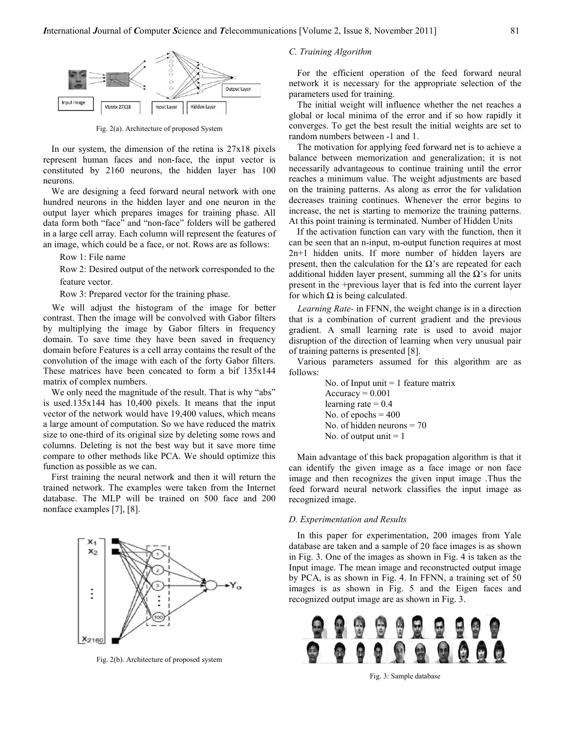Fig. 2(a). Architecture of proposed System

In our system, the dimension of the retina is 27x18 pixels represent human faces and non-face, the input vector is constituted by 2160 neurons, the hidden layer has 100 neurons.

We are designing a feed forward neural network with one hundred neurons in the hidden layer and one neuron in the output layer which prepares images for training phase. All data form both "face" and "non-face" folders will be gathered in a large cell array. Each column will represent the features of an image, which could be a face, or not. Rows are as follows:

Row 1: File name

Row 2: Desired output of the network corresponded to the feature vector.

Row 3: Prepared vector for the training phase.

We will adjust the histogram of the image for better contrast. Then the image will be convolved with Gabor filters by multiplying the image by Gabor filters in frequency domain. To save time they have been saved in frequency domain before Features is a cell array contains the result of the convolution of the image with each of the forty Gabor filters. These matrices have been concated to form a bif 135x144 matrix of complex numbers.

We only need the magnitude of the result. That is why "abs" is used.135x144 has 10,400 pixels. It means that the input vector of the network would have 19,400 values, which means a large amount of computation. So we have reduced the matrix size to one-third of its original size by deleting some rows and columns. Deleting is not the best way but it save more time compare to other methods like PCA. We should optimize this function as possible as we can.

First training the neural network and then it will return the trained network. The examples were taken from the Internet database. The MLP will be trained on 500 face and 200 nonface examples [7], [8].

Fig. 2(b). Architecture of proposed system

*C. Training Algorithm*

For the efficient operation of the feed forward neural network it is necessary for the appropriate selection of the parameters used for training.

The initial weight will influence whether the net reaches a global or local minima of the error and if so how rapidly it converges. To get the best result the initial weights are set to random numbers between -1 and 1.

The motivation for applying feed forward net is to achieve a balance between memorization and generalization; it is not necessarily advantageous to continue training until the error reaches a minimum value. The weight adjustments are based on the training patterns. As along as error the for validation decreases training continues. Whenever the error begins to increase, the net is starting to memorize the training patterns. At this point training is terminated. Number of Hidden Units

If the activation function can vary with the function, then it can be seen that an n-input, m-output function requires at most 2n+1 hidden units. If more number of hidden layers are present, then the calculation for the Ω's are repeated for each additional hidden layer present, summing all the Ω's for units present in the +previous layer that is fed into the current layer for which Ω is being calculated.

*Learning Rate-* in FFNN, the weight change is in a direction that is a combination of current gradient and the previous gradient. A small learning rate is used to avoid major disruption of the direction of learning when very unusual pair of training patterns is presented [8].

Various parameters assumed for this algorithm are as follows:

No. of Input unit = 1 feature matrix
Accuracy = 0.001
learning rate = 0.4
No. of epochs = 400
No. of hidden neurons = 70
No. of output unit = 1

Main advantage of this back propagation algorithm is that it can identify the given image as a face image or non face image and then recognizes the given input image .Thus the feed forward neural network classifies the input image as recognized image.

*D. Experimentation and Results*

In this paper for experimentation, 200 images from Yale database are taken and a sample of 20 face images is as shown in Fig. 3. One of the images as shown in Fig. 4 is taken as the Input image. The mean image and reconstructed output image by PCA, is as shown in Fig. 4. In FFNN, a training set of 50 images is as shown in Fig. 5 and the Eigen faces and recognized output image are as shown in Fig. 3.

Fig. 3: Sample database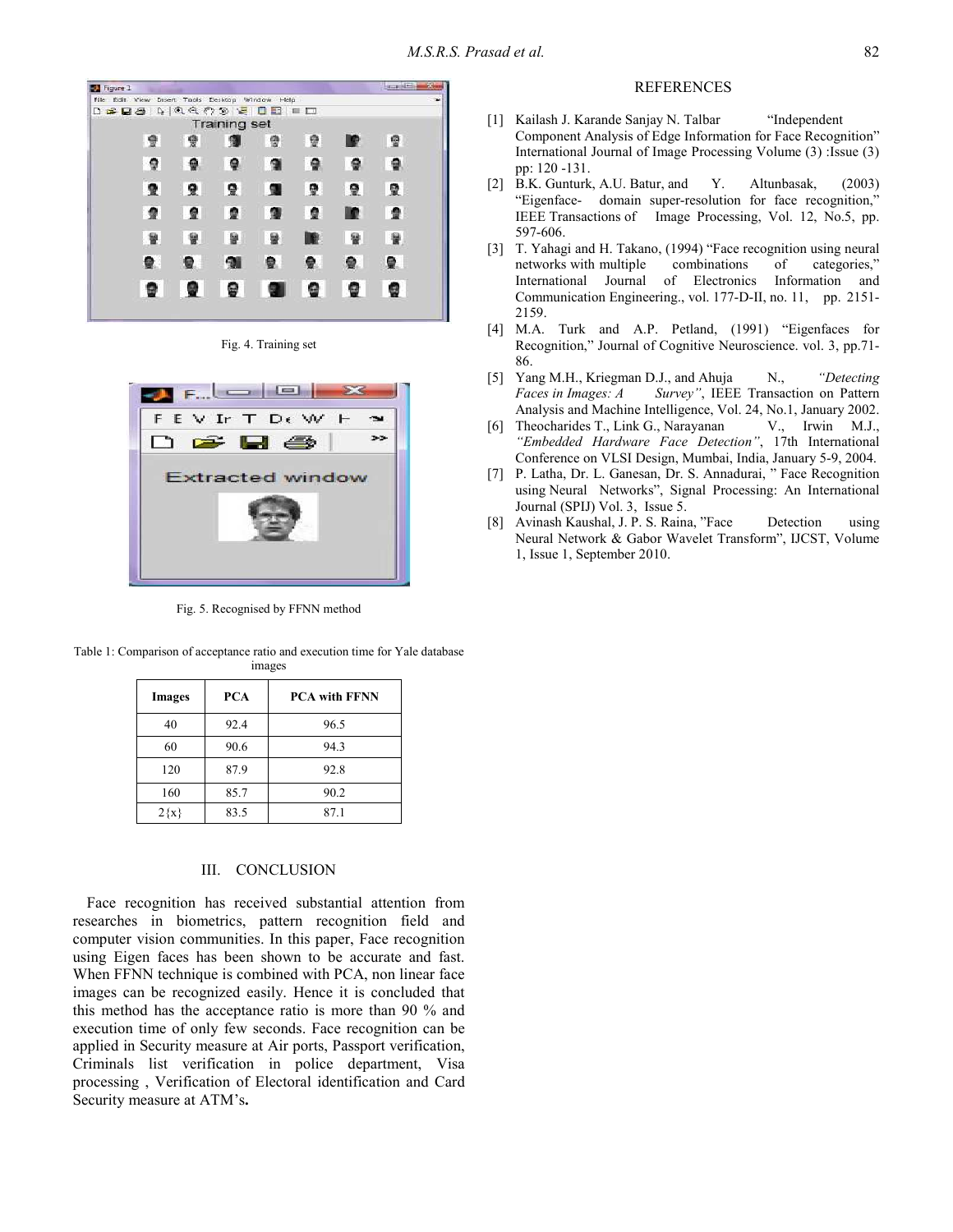Fig. 4. Training set

Fig. 5. Recognised by FFNN method

Table 1: Comparison of acceptance ratio and execution time for Yale database images

| Images | PCA | PCA with FFNN |
|---|---|---|
| 40 | 92.4 | 96.5 |
| 60 | 90.6 | 94.3 |
| 120 | 87.9 | 92.8 |
| 160 | 85.7 | 90.2 |
| 2{x} | 83.5 | 87.1 |

## III. CONCLUSION

Face recognition has received substantial attention from researches in biometrics, pattern recognition field and computer vision communities. In this paper, Face recognition using Eigen faces has been shown to be accurate and fast. When FFNN technique is combined with PCA, non linear face images can be recognized easily. Hence it is concluded that this method has the acceptance ratio is more than 90 % and execution time of only few seconds. Face recognition can be applied in Security measure at Air ports, Passport verification, Criminals list verification in police department, Visa processing , Verification of Electoral identification and Card Security measure at ATM's**.**

## REFERENCES

[1] Kailash J. Karande Sanjay N. Talbar "Independent Component Analysis of Edge Information for Face Recognition" International Journal of Image Processing Volume (3) :Issue (3) pp: 120 -131.

[2] B.K. Gunturk, A.U. Batur, and Y. Altunbasak, (2003) "Eigenface- domain super-resolution for face recognition," IEEE Transactions of Image Processing, Vol. 12, No.5, pp. 597-606.

[3] T. Yahagi and H. Takano, (1994) "Face recognition using neural networks with multiple combinations of categories," International Journal of Electronics Information and Communication Engineering., vol. 177-D-II, no. 11, pp. 2151-2159.

[4] M.A. Turk and A.P. Petland, (1991) "Eigenfaces for Recognition," Journal of Cognitive Neuroscience. vol. 3, pp.71-86.

[5] Yang M.H., Kriegman D.J., and Ahuja N., *"Detecting Faces in Images: A Survey"*, IEEE Transaction on Pattern Analysis and Machine Intelligence, Vol. 24, No.1, January 2002.

[6] Theocharides T., Link G., Narayanan V., Irwin M.J., *"Embedded Hardware Face Detection"*, 17th International Conference on VLSI Design, Mumbai, India, January 5-9, 2004.

[7] P. Latha, Dr. L. Ganesan, Dr. S. Annadurai, " Face Recognition using Neural Networks", Signal Processing: An International Journal (SPIJ) Vol. 3, Issue 5.

[8] Avinash Kaushal, J. P. S. Raina, "Face Detection using Neural Network & Gabor Wavelet Transform", IJCST, Volume 1, Issue 1, September 2010.